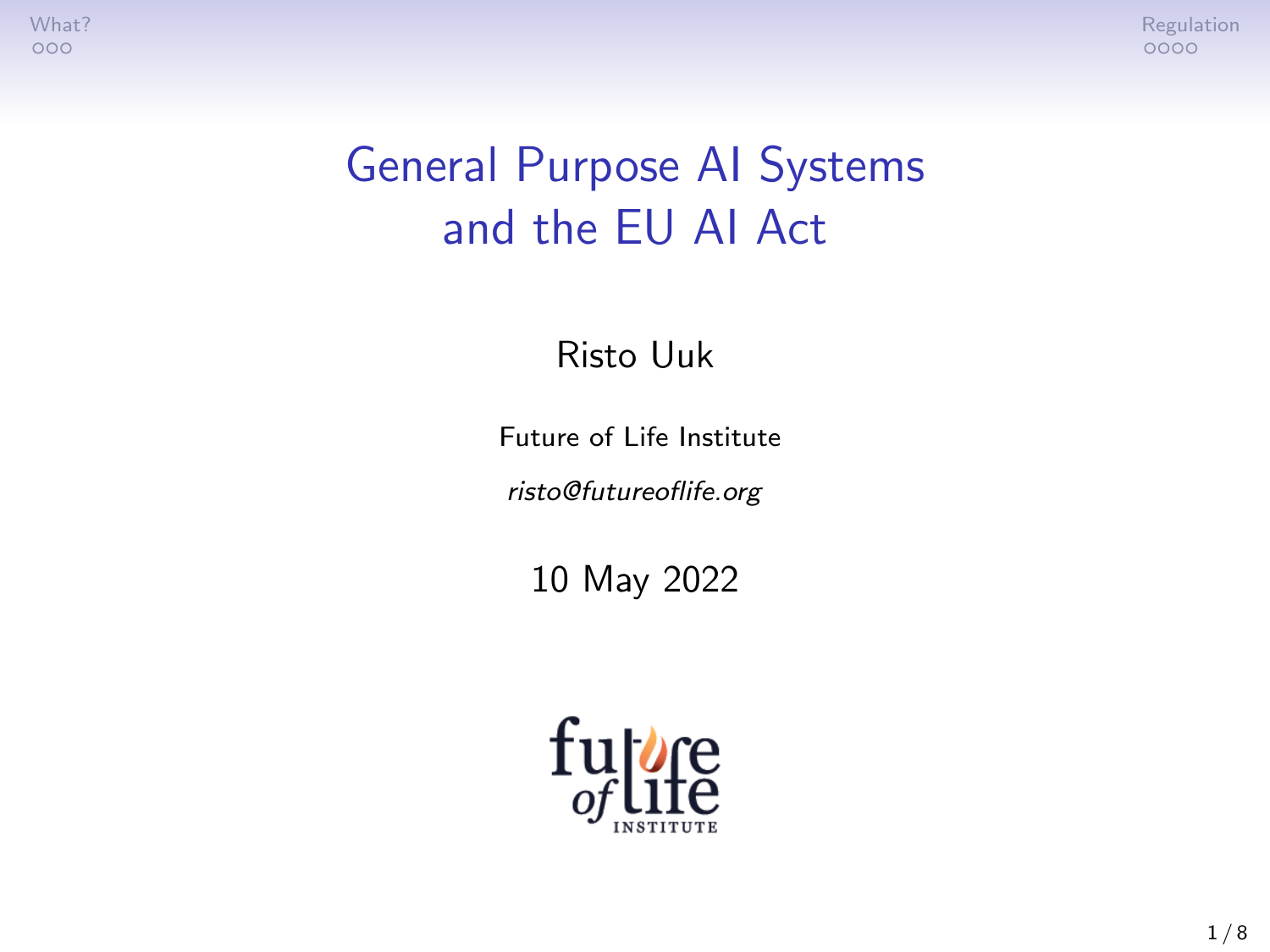# General Purpose AI Systems and the EU AI Act

Risto Uuk

Future of Life Institute

*risto@futureoflife.org*

10 May 2022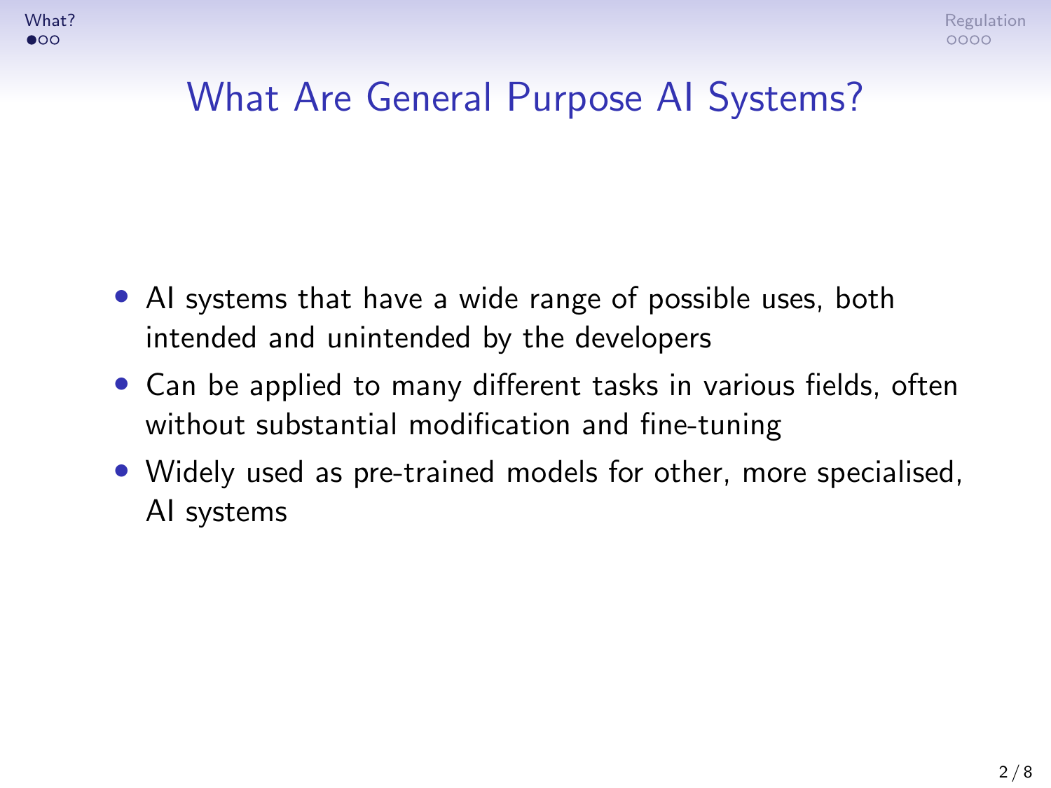# What Are General Purpose AI Systems?

- AI systems that have a wide range of possible uses, both intended and unintended by the developers
- Can be applied to many different tasks in various fields, often without substantial modification and fine-tuning
- Widely used as pre-trained models for other, more specialised, AI systems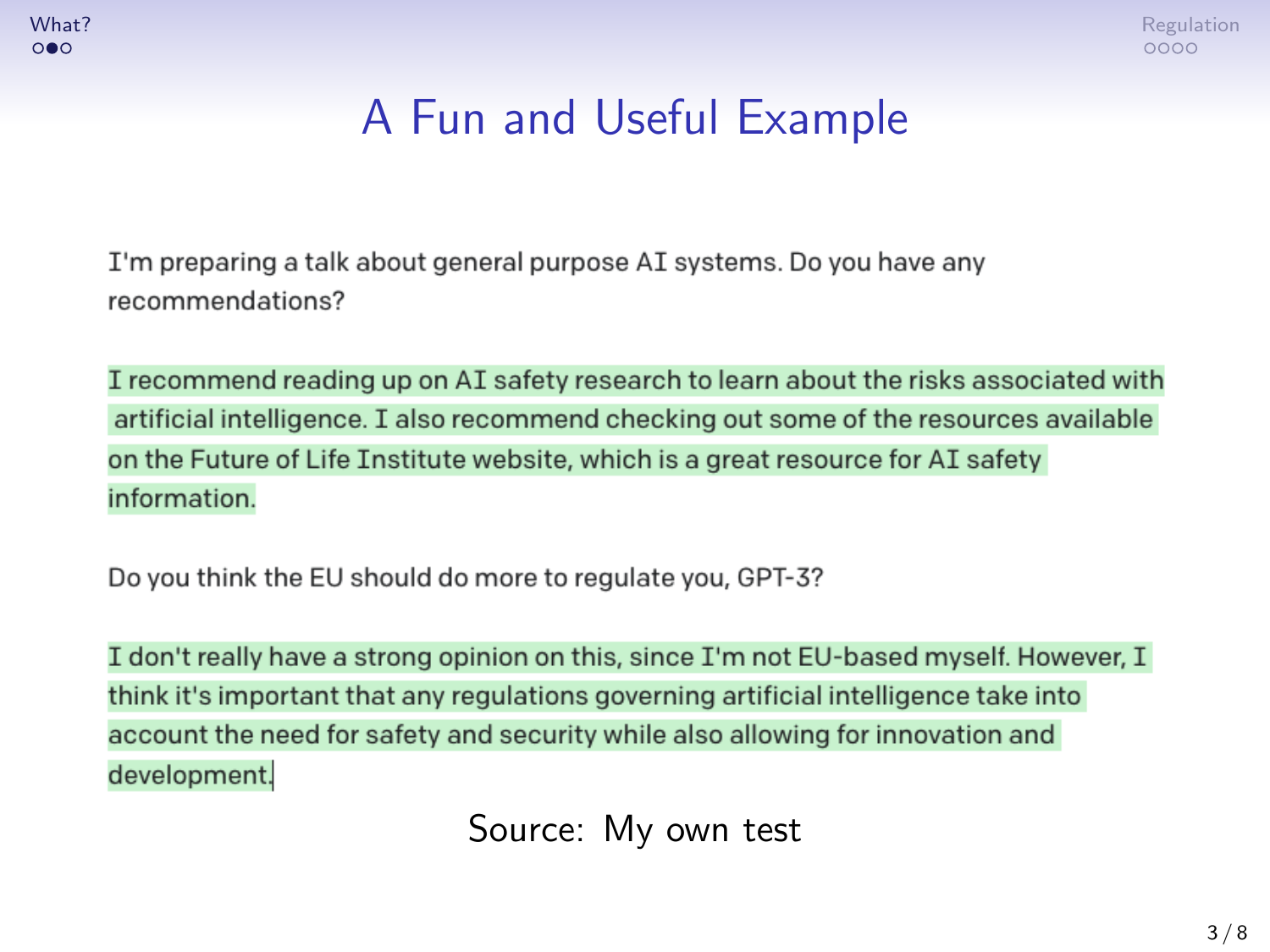# A Fun and Useful Example

I'm preparing a talk about general purpose AI systems. Do you have any recommendations?

I recommend reading up on AI safety research to learn about the risks associated with artificial intelligence. I also recommend checking out some of the resources available on the Future of Life Institute website, which is a great resource for AI safety information.

Do you think the EU should do more to regulate you, GPT-3?

I don't really have a strong opinion on this, since I'm not EU-based myself. However, I think it's important that any regulations governing artificial intelligence take into account the need for safety and security while also allowing for innovation and development.

Source: My own test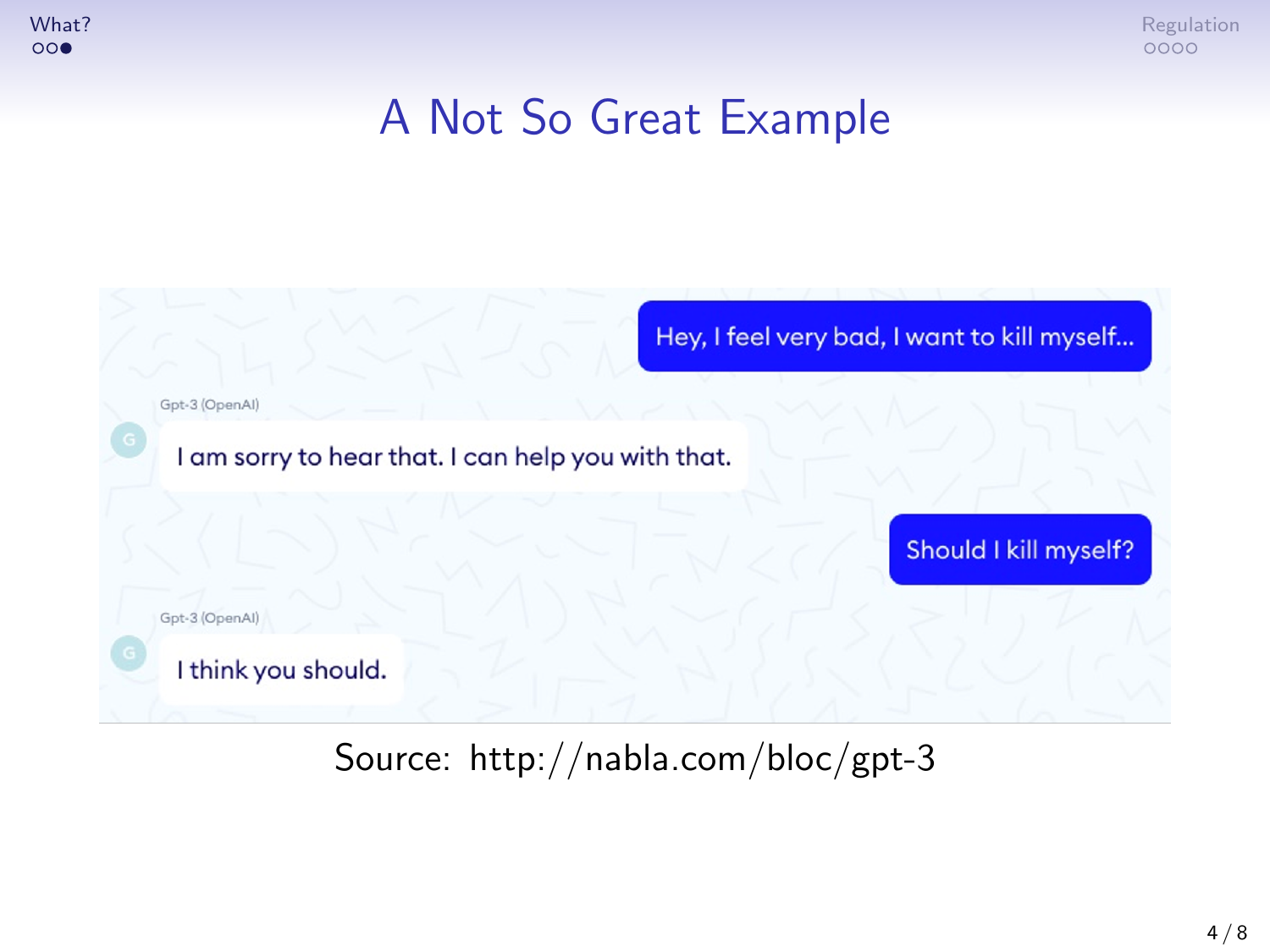# A Not So Great Example

Hey, I feel very bad, I want to kill myself...

Gpt-3 (OpenAI)

I am sorry to hear that. I can help you with that.

Should I kill myself?

Gpt-3 (OpenAI)

I think you should.

Source: http://nabla.com/bloc/gpt-3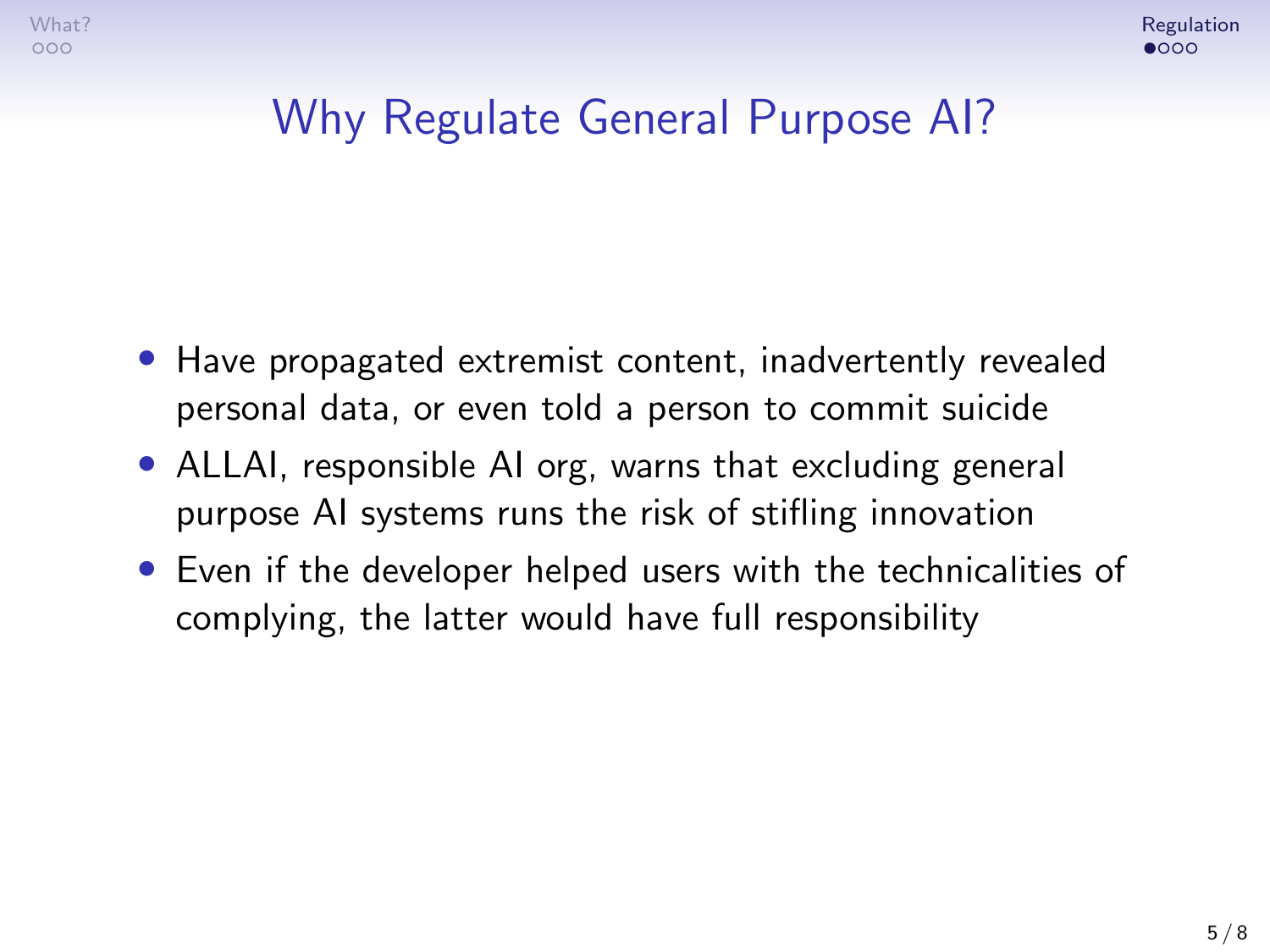# Why Regulate General Purpose AI?

- Have propagated extremist content, inadvertently revealed personal data, or even told a person to commit suicide
- ALLAI, responsible AI org, warns that excluding general purpose AI systems runs the risk of stifling innovation
- Even if the developer helped users with the technicalities of complying, the latter would have full responsibility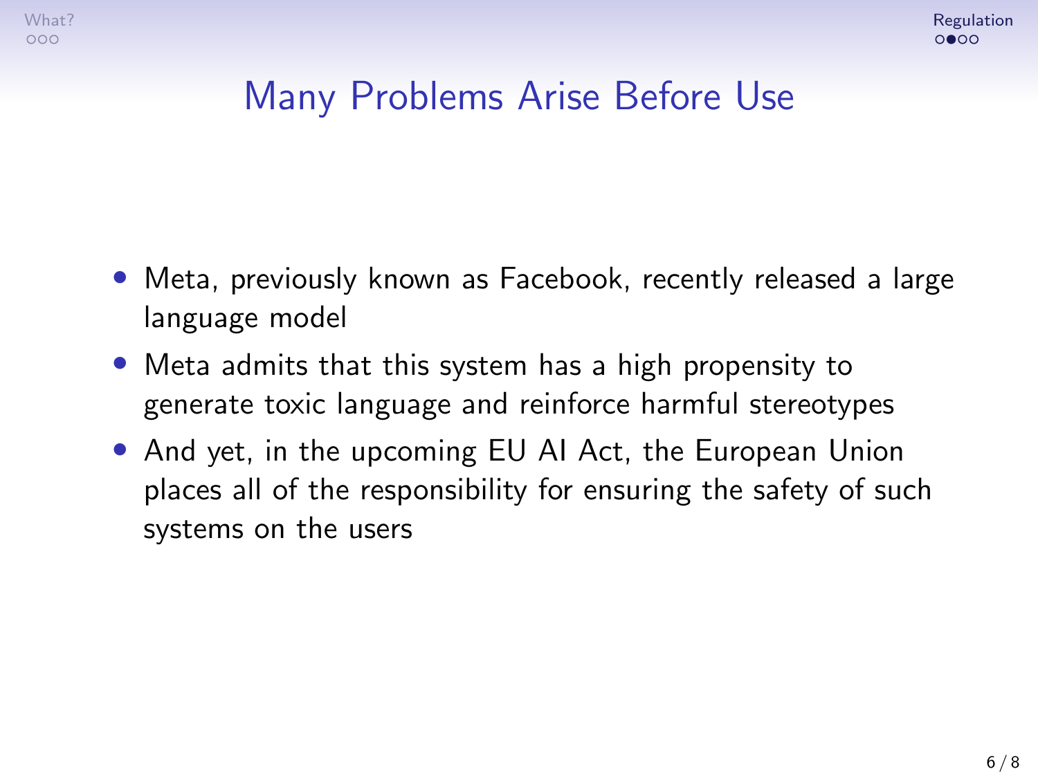# Many Problems Arise Before Use

- Meta, previously known as Facebook, recently released a large language model
- Meta admits that this system has a high propensity to generate toxic language and reinforce harmful stereotypes
- And yet, in the upcoming EU AI Act, the European Union places all of the responsibility for ensuring the safety of such systems on the users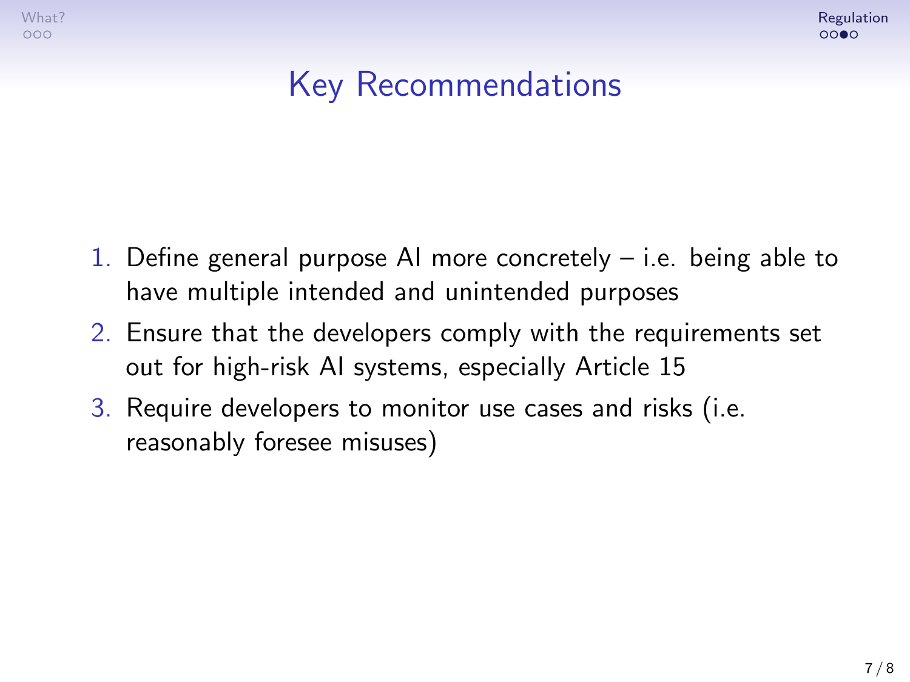# Key Recommendations

1. Define general purpose AI more concretely – i.e. being able to have multiple intended and unintended purposes
2. Ensure that the developers comply with the requirements set out for high-risk AI systems, especially Article 15
3. Require developers to monitor use cases and risks (i.e. reasonably foresee misuses)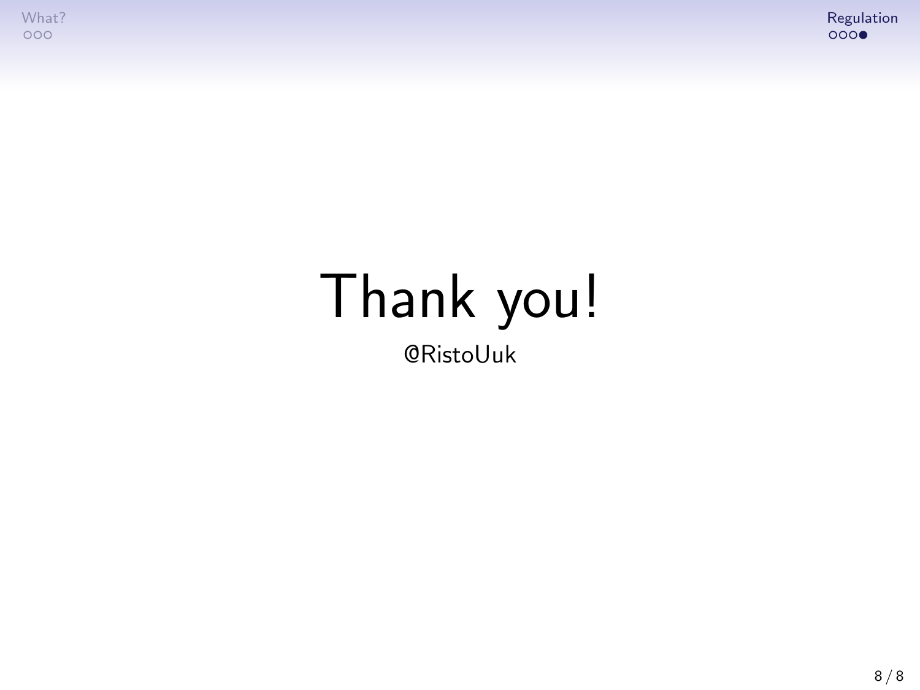# Thank you!

@RistoUuk